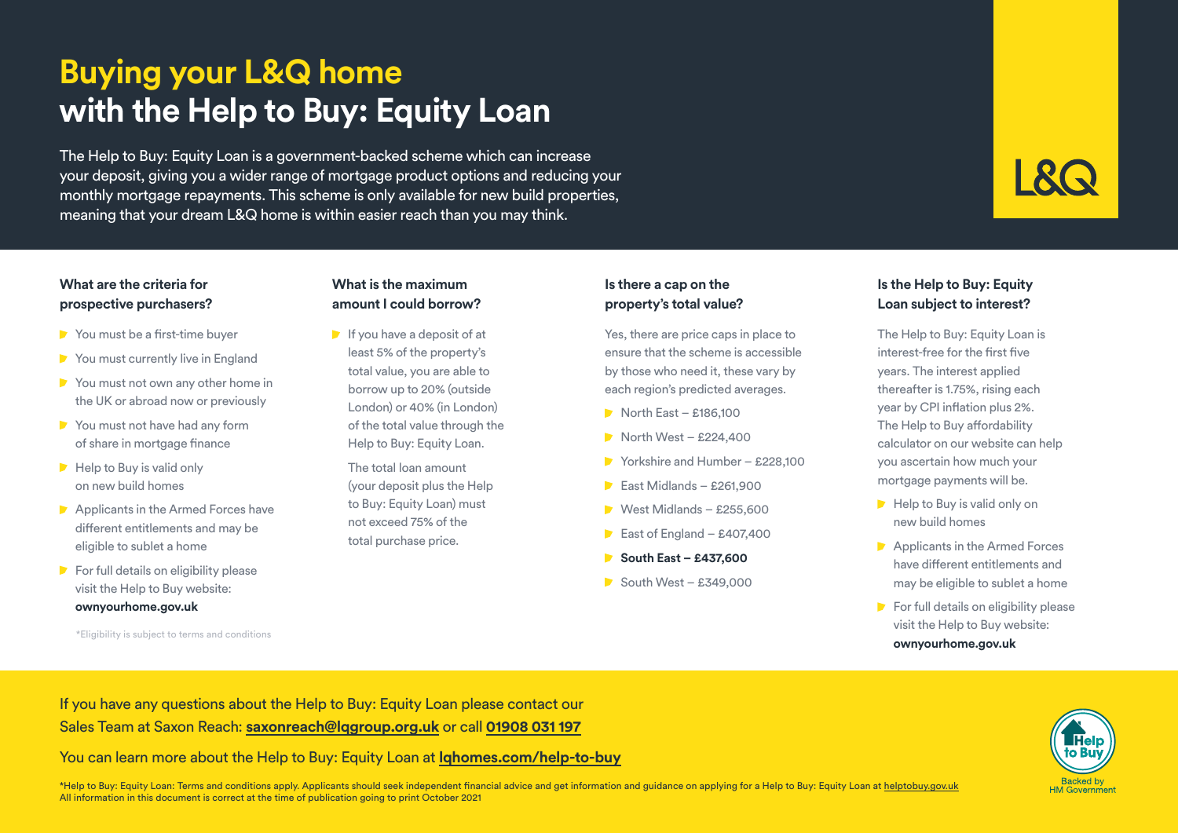# Buying your L&Q home with the Help to Buy: Equity Loan

The Help to Buy: Equity Loan is a government-backed scheme which can increase your deposit, giving you a wider range of mortgage product options and reducing your monthly mortgage repayments. This scheme is only available for new build properties, meaning that your dream L&Q home is within easier reach than you may think.

L&Q

### What are the criteria for prospective purchasers?

- You must be a first-time buyer
- You must currently live in England
- You must not own any other home in the UK or abroad now or previously
- You must not have had any form of share in mortgage finance
- Help to Buy is valid only on new build homes
- Applicants in the Armed Forces have different entitlements and may be eligible to sublet a home
- For full details on eligibility please visit the Help to Buy website: **ownyourhome.gov.uk**

*Eligibility is subject to terms and conditions

### What is the maximum amount I could borrow?

- If you have a deposit of at least 5% of the property's total value, you are able to borrow up to 20% (outside London) or 40% (in London) of the total value through the Help to Buy: Equity Loan.

  The total loan amount (your deposit plus the Help to Buy: Equity Loan) must not exceed 75% of the total purchase price.

### Is there a cap on the property's total value?

Yes, there are price caps in place to ensure that the scheme is accessible by those who need it, these vary by each region's predicted averages.

- North East – £186,100
- North West – £224,400
- Yorkshire and Humber – £228,100
- East Midlands – £261,900
- West Midlands – £255,600
- East of England – £407,400
- **South East – £437,600**
- South West – £349,000

### Is the Help to Buy: Equity Loan subject to interest?

The Help to Buy: Equity Loan is interest-free for the first five years. The interest applied thereafter is 1.75%, rising each year by CPI inflation plus 2%. The Help to Buy affordability calculator on our website can help you ascertain how much your mortgage payments will be.

- Help to Buy is valid only on new build homes
- Applicants in the Armed Forces have different entitlements and may be eligible to sublet a home
- For full details on eligibility please visit the Help to Buy website: **ownyourhome.gov.uk**

If you have any questions about the Help to Buy: Equity Loan please contact our Sales Team at Saxon Reach: **saxonreach@lqgroup.org.uk** or call **01908 031 197**

You can learn more about the Help to Buy: Equity Loan at **lqhomes.com/help-to-buy**

*Help to Buy: Equity Loan: Terms and conditions apply. Applicants should seek independent financial advice and get information and guidance on applying for a Help to Buy: Equity Loan at helptobuy.gov.uk
All information in this document is correct at the time of publication going to print October 2021

Help to Buy
Backed by HM Government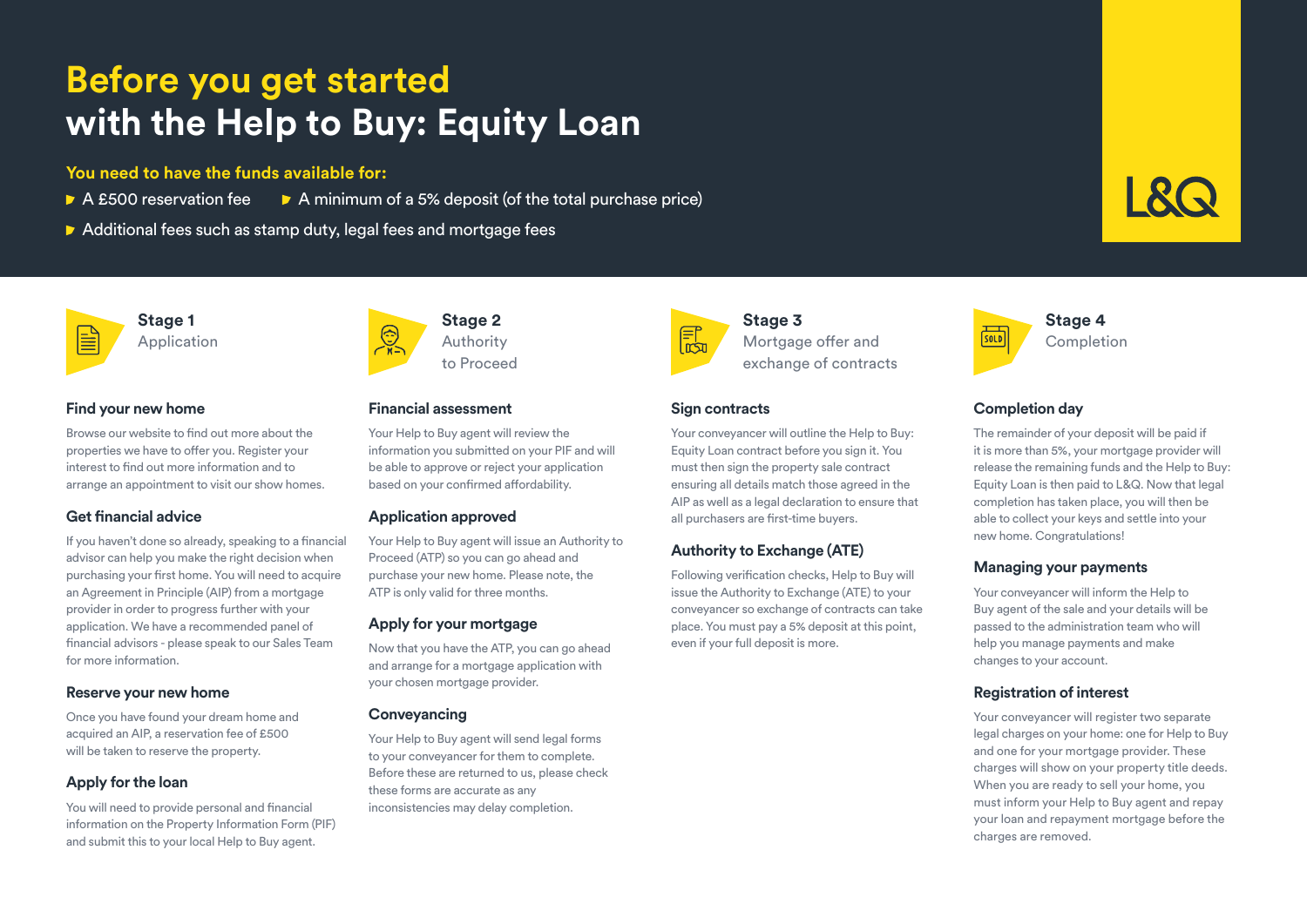# Before you get started with the Help to Buy: Equity Loan

**You need to have the funds available for:**

- A £500 reservation fee
- A minimum of a 5% deposit (of the total purchase price)
- Additional fees such as stamp duty, legal fees and mortgage fees

L&Q

## Stage 1 Application

### Find your new home

Browse our website to find out more about the properties we have to offer you. Register your interest to find out more information and to arrange an appointment to visit our show homes.

### Get financial advice

If you haven't done so already, speaking to a financial advisor can help you make the right decision when purchasing your first home. You will need to acquire an Agreement in Principle (AIP) from a mortgage provider in order to progress further with your application. We have a recommended panel of financial advisors - please speak to our Sales Team for more information.

### Reserve your new home

Once you have found your dream home and acquired an AIP, a reservation fee of £500 will be taken to reserve the property.

### Apply for the loan

You will need to provide personal and financial information on the Property Information Form (PIF) and submit this to your local Help to Buy agent.

## Stage 2 Authority to Proceed

### Financial assessment

Your Help to Buy agent will review the information you submitted on your PIF and will be able to approve or reject your application based on your confirmed affordability.

### Application approved

Your Help to Buy agent will issue an Authority to Proceed (ATP) so you can go ahead and purchase your new home. Please note, the ATP is only valid for three months.

### Apply for your mortgage

Now that you have the ATP, you can go ahead and arrange for a mortgage application with your chosen mortgage provider.

### Conveyancing

Your Help to Buy agent will send legal forms to your conveyancer for them to complete. Before these are returned to us, please check these forms are accurate as any inconsistencies may delay completion.

## Stage 3 Mortgage offer and exchange of contracts

### Sign contracts

Your conveyancer will outline the Help to Buy: Equity Loan contract before you sign it. You must then sign the property sale contract ensuring all details match those agreed in the AIP as well as a legal declaration to ensure that all purchasers are first-time buyers.

### Authority to Exchange (ATE)

Following verification checks, Help to Buy will issue the Authority to Exchange (ATE) to your conveyancer so exchange of contracts can take place. You must pay a 5% deposit at this point, even if your full deposit is more.

## Stage 4 Completion

### Completion day

The remainder of your deposit will be paid if it is more than 5%, your mortgage provider will release the remaining funds and the Help to Buy: Equity Loan is then paid to L&Q. Now that legal completion has taken place, you will then be able to collect your keys and settle into your new home. Congratulations!

### Managing your payments

Your conveyancer will inform the Help to Buy agent of the sale and your details will be passed to the administration team who will help you manage payments and make changes to your account.

### Registration of interest

Your conveyancer will register two separate legal charges on your home: one for Help to Buy and one for your mortgage provider. These charges will show on your property title deeds. When you are ready to sell your home, you must inform your Help to Buy agent and repay your loan and repayment mortgage before the charges are removed.